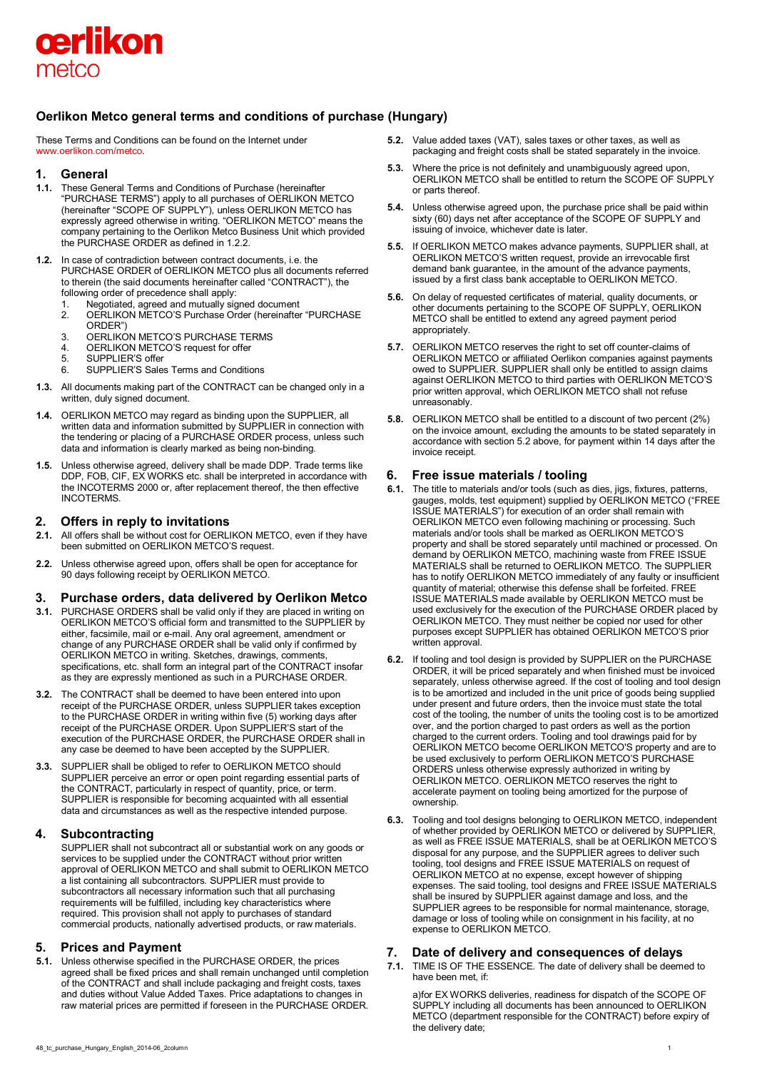oerlikon
metco

# Oerlikon Metco general terms and conditions of purchase (Hungary)

These Terms and Conditions can be found on the Internet under www.oerlikon.com/metco.

## 1. General

**1.1.** These General Terms and Conditions of Purchase (hereinafter "PURCHASE TERMS") apply to all purchases of OERLIKON METCO (hereinafter "SCOPE OF SUPPLY"), unless OERLIKON METCO has expressly agreed otherwise in writing. "OERLIKON METCO" means the company pertaining to the Oerlikon Metco Business Unit which provided the PURCHASE ORDER as defined in 1.2.2.

**1.2.** In case of contradiction between contract documents, i.e. the PURCHASE ORDER of OERLIKON METCO plus all documents referred to therein (the said documents hereinafter called "CONTRACT"), the following order of precedence shall apply:

1. Negotiated, agreed and mutually signed document
2. OERLIKON METCO'S Purchase Order (hereinafter "PURCHASE ORDER")
3. OERLIKON METCO'S PURCHASE TERMS
4. OERLIKON METCO'S request for offer
5. SUPPLIER'S offer
6. SUPPLIER'S Sales Terms and Conditions

**1.3.** All documents making part of the CONTRACT can be changed only in a written, duly signed document.

**1.4.** OERLIKON METCO may regard as binding upon the SUPPLIER, all written data and information submitted by SUPPLIER in connection with the tendering or placing of a PURCHASE ORDER process, unless such data and information is clearly marked as being non-binding.

**1.5.** Unless otherwise agreed, delivery shall be made DDP. Trade terms like DDP, FOB, CIF, EX WORKS etc. shall be interpreted in accordance with the INCOTERMS 2000 or, after replacement thereof, the then effective INCOTERMS.

## 2. Offers in reply to invitations

**2.1.** All offers shall be without cost for OERLIKON METCO, even if they have been submitted on OERLIKON METCO'S request.

**2.2.** Unless otherwise agreed upon, offers shall be open for acceptance for 90 days following receipt by OERLIKON METCO.

## 3. Purchase orders, data delivered by Oerlikon Metco

**3.1.** PURCHASE ORDERS shall be valid only if they are placed in writing on OERLIKON METCO'S official form and transmitted to the SUPPLIER by either, facsimile, mail or e-mail. Any oral agreement, amendment or change of any PURCHASE ORDER shall be valid only if confirmed by OERLIKON METCO in writing. Sketches, drawings, comments, specifications, etc. shall form an integral part of the CONTRACT insofar as they are expressly mentioned as such in a PURCHASE ORDER.

**3.2.** The CONTRACT shall be deemed to have been entered into upon receipt of the PURCHASE ORDER, unless SUPPLIER takes exception to the PURCHASE ORDER in writing within five (5) working days after receipt of the PURCHASE ORDER. Upon SUPPLIER'S start of the execution of the PURCHASE ORDER, the PURCHASE ORDER shall in any case be deemed to have been accepted by the SUPPLIER.

**3.3.** SUPPLIER shall be obliged to refer to OERLIKON METCO should SUPPLIER perceive an error or open point regarding essential parts of the CONTRACT, particularly in respect of quantity, price, or term. SUPPLIER is responsible for becoming acquainted with all essential data and circumstances as well as the respective intended purpose.

## 4. Subcontracting

SUPPLIER shall not subcontract all or substantial work on any goods or services to be supplied under the CONTRACT without prior written approval of OERLIKON METCO and shall submit to OERLIKON METCO a list containing all subcontractors. SUPPLIER must provide to subcontractors all necessary information such that all purchasing requirements will be fulfilled, including key characteristics where required. This provision shall not apply to purchases of standard commercial products, nationally advertised products, or raw materials.

## 5. Prices and Payment

**5.1.** Unless otherwise specified in the PURCHASE ORDER, the prices agreed shall be fixed prices and shall remain unchanged until completion of the CONTRACT and shall include packaging and freight costs, taxes and duties without Value Added Taxes. Price adaptations to changes in raw material prices are permitted if foreseen in the PURCHASE ORDER.

**5.2.** Value added taxes (VAT), sales taxes or other taxes, as well as packaging and freight costs shall be stated separately in the invoice.

**5.3.** Where the price is not definitely and unambiguously agreed upon, OERLIKON METCO shall be entitled to return the SCOPE OF SUPPLY or parts thereof.

**5.4.** Unless otherwise agreed upon, the purchase price shall be paid within sixty (60) days net after acceptance of the SCOPE OF SUPPLY and issuing of invoice, whichever date is later.

**5.5.** If OERLIKON METCO makes advance payments, SUPPLIER shall, at OERLIKON METCO'S written request, provide an irrevocable first demand bank guarantee, in the amount of the advance payments, issued by a first class bank acceptable to OERLIKON METCO.

**5.6.** On delay of requested certificates of material, quality documents, or other documents pertaining to the SCOPE OF SUPPLY, OERLIKON METCO shall be entitled to extend any agreed payment period appropriately.

**5.7.** OERLIKON METCO reserves the right to set off counter-claims of OERLIKON METCO or affiliated Oerlikon companies against payments owed to SUPPLIER. SUPPLIER shall only be entitled to assign claims against OERLIKON METCO to third parties with OERLIKON METCO'S prior written approval, which OERLIKON METCO shall not refuse unreasonably.

**5.8.** OERLIKON METCO shall be entitled to a discount of two percent (2%) on the invoice amount, excluding the amounts to be stated separately in accordance with section 5.2 above, for payment within 14 days after the invoice receipt.

## 6. Free issue materials / tooling

**6.1.** The title to materials and/or tools (such as dies, jigs, fixtures, patterns, gauges, molds, test equipment) supplied by OERLIKON METCO ("FREE ISSUE MATERIALS") for execution of an order shall remain with OERLIKON METCO even following machining or processing. Such materials and/or tools shall be marked as OERLIKON METCO'S property and shall be stored separately until machined or processed. On demand by OERLIKON METCO, machining waste from FREE ISSUE MATERIALS shall be returned to OERLIKON METCO. The SUPPLIER has to notify OERLIKON METCO immediately of any faulty or insufficient quantity of material; otherwise this defense shall be forfeited. FREE ISSUE MATERIALS made available by OERLIKON METCO must be used exclusively for the execution of the PURCHASE ORDER placed by OERLIKON METCO. They must neither be copied nor used for other purposes except SUPPLIER has obtained OERLIKON METCO'S prior written approval.

**6.2.** If tooling and tool design is provided by SUPPLIER on the PURCHASE ORDER, it will be priced separately and when finished must be invoiced separately, unless otherwise agreed. If the cost of tooling and tool design is to be amortized and included in the unit price of goods being supplied under present and future orders, then the invoice must state the total cost of the tooling, the number of units the tooling cost is to be amortized over, and the portion charged to past orders as well as the portion charged to the current orders. Tooling and tool drawings paid for by OERLIKON METCO become OERLIKON METCO'S property and are to be used exclusively to perform OERLIKON METCO'S PURCHASE ORDERS unless otherwise expressly authorized in writing by OERLIKON METCO. OERLIKON METCO reserves the right to accelerate payment on tooling being amortized for the purpose of ownership.

**6.3.** Tooling and tool designs belonging to OERLIKON METCO, independent of whether provided by OERLIKON METCO or delivered by SUPPLIER, as well as FREE ISSUE MATERIALS, shall be at OERLIKON METCO'S disposal for any purpose, and the SUPPLIER agrees to deliver such tooling, tool designs and FREE ISSUE MATERIALS on request of OERLIKON METCO at no expense, except however of shipping expenses. The said tooling, tool designs and FREE ISSUE MATERIALS shall be insured by SUPPLIER against damage and loss, and the SUPPLIER agrees to be responsible for normal maintenance, storage, damage or loss of tooling while on consignment in his facility, at no expense to OERLIKON METCO.

## 7. Date of delivery and consequences of delays

**7.1.** TIME IS OF THE ESSENCE. The date of delivery shall be deemed to have been met, if:

a) for EX WORKS deliveries, readiness for dispatch of the SCOPE OF SUPPLY including all documents has been announced to OERLIKON METCO (department responsible for the CONTRACT) before expiry of the delivery date;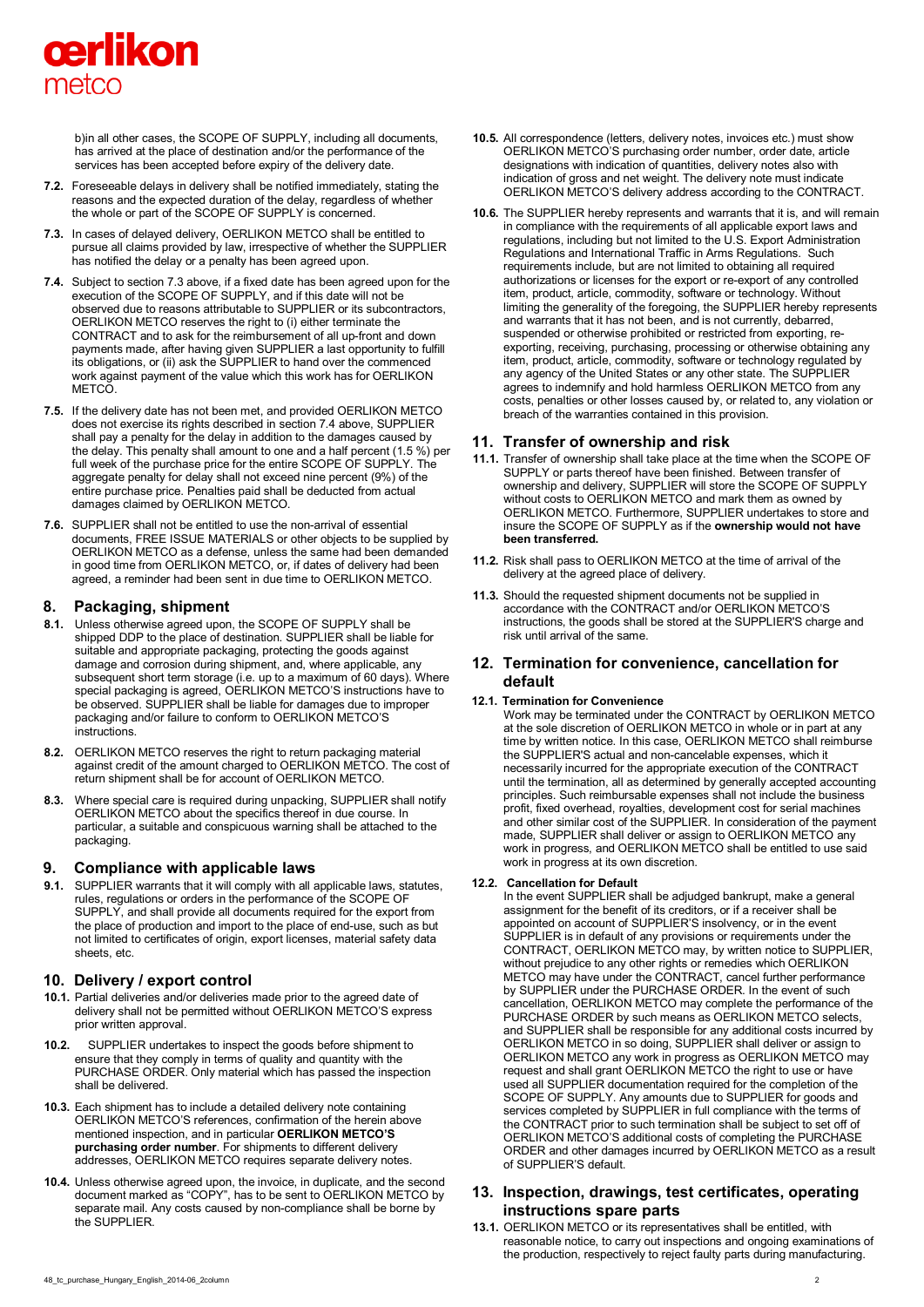b)in all other cases, the SCOPE OF SUPPLY, including all documents, has arrived at the place of destination and/or the performance of the services has been accepted before expiry of the delivery date.

**7.2.** Foreseeable delays in delivery shall be notified immediately, stating the reasons and the expected duration of the delay, regardless of whether the whole or part of the SCOPE OF SUPPLY is concerned.

**7.3.** In cases of delayed delivery, OERLIKON METCO shall be entitled to pursue all claims provided by law, irrespective of whether the SUPPLIER has notified the delay or a penalty has been agreed upon.

**7.4.** Subject to section 7.3 above, if a fixed date has been agreed upon for the execution of the SCOPE OF SUPPLY, and if this date will not be observed due to reasons attributable to SUPPLIER or its subcontractors, OERLIKON METCO reserves the right to (i) either terminate the CONTRACT and to ask for the reimbursement of all up-front and down payments made, after having given SUPPLIER a last opportunity to fulfill its obligations, or (ii) ask the SUPPLIER to hand over the commenced work against payment of the value which this work has for OERLIKON METCO.

**7.5.** If the delivery date has not been met, and provided OERLIKON METCO does not exercise its rights described in section 7.4 above, SUPPLIER shall pay a penalty for the delay in addition to the damages caused by the delay. This penalty shall amount to one and a half percent (1.5 %) per full week of the purchase price for the entire SCOPE OF SUPPLY. The aggregate penalty for delay shall not exceed nine percent (9%) of the entire purchase price. Penalties paid shall be deducted from actual damages claimed by OERLIKON METCO.

**7.6.** SUPPLIER shall not be entitled to use the non-arrival of essential documents, FREE ISSUE MATERIALS or other objects to be supplied by OERLIKON METCO as a defense, unless the same had been demanded in good time from OERLIKON METCO, or, if dates of delivery had been agreed, a reminder had been sent in due time to OERLIKON METCO.

## 8. Packaging, shipment

**8.1.** Unless otherwise agreed upon, the SCOPE OF SUPPLY shall be shipped DDP to the place of destination. SUPPLIER shall be liable for suitable and appropriate packaging, protecting the goods against damage and corrosion during shipment, and, where applicable, any subsequent short term storage (i.e. up to a maximum of 60 days). Where special packaging is agreed, OERLIKON METCO'S instructions have to be observed. SUPPLIER shall be liable for damages due to improper packaging and/or failure to conform to OERLIKON METCO'S instructions.

**8.2.** OERLIKON METCO reserves the right to return packaging material against credit of the amount charged to OERLIKON METCO. The cost of return shipment shall be for account of OERLIKON METCO.

**8.3.** Where special care is required during unpacking, SUPPLIER shall notify OERLIKON METCO about the specifics thereof in due course. In particular, a suitable and conspicuous warning shall be attached to the packaging.

## 9. Compliance with applicable laws

**9.1.** SUPPLIER warrants that it will comply with all applicable laws, statutes, rules, regulations or orders in the performance of the SCOPE OF SUPPLY, and shall provide all documents required for the export from the place of production and import to the place of end-use, such as but not limited to certificates of origin, export licenses, material safety data sheets, etc.

## 10. Delivery / export control

**10.1.** Partial deliveries and/or deliveries made prior to the agreed date of delivery shall not be permitted without OERLIKON METCO'S express prior written approval.

**10.2.** SUPPLIER undertakes to inspect the goods before shipment to ensure that they comply in terms of quality and quantity with the PURCHASE ORDER. Only material which has passed the inspection shall be delivered.

**10.3.** Each shipment has to include a detailed delivery note containing OERLIKON METCO'S references, confirmation of the herein above mentioned inspection, and in particular **OERLIKON METCO'S purchasing order number**. For shipments to different delivery addresses, OERLIKON METCO requires separate delivery notes.

**10.4.** Unless otherwise agreed upon, the invoice, in duplicate, and the second document marked as "COPY", has to be sent to OERLIKON METCO by separate mail. Any costs caused by non-compliance shall be borne by the SUPPLIER.

**10.5.** All correspondence (letters, delivery notes, invoices etc.) must show OERLIKON METCO'S purchasing order number, order date, article designations with indication of quantities, delivery notes also with indication of gross and net weight. The delivery note must indicate OERLIKON METCO'S delivery address according to the CONTRACT.

**10.6.** The SUPPLIER hereby represents and warrants that it is, and will remain in compliance with the requirements of all applicable export laws and regulations, including but not limited to the U.S. Export Administration Regulations and International Traffic in Arms Regulations. Such requirements include, but are not limited to obtaining all required authorizations or licenses for the export or re-export of any controlled item, product, article, commodity, software or technology. Without limiting the generality of the foregoing, the SUPPLIER hereby represents and warrants that it has not been, and is not currently, debarred, suspended or otherwise prohibited or restricted from exporting, re-exporting, receiving, purchasing, processing or otherwise obtaining any item, product, article, commodity, software or technology regulated by any agency of the United States or any other state. The SUPPLIER agrees to indemnify and hold harmless OERLIKON METCO from any costs, penalties or other losses caused by, or related to, any violation or breach of the warranties contained in this provision.

## 11. Transfer of ownership and risk

**11.1.** Transfer of ownership shall take place at the time when the SCOPE OF SUPPLY or parts thereof have been finished. Between transfer of ownership and delivery, SUPPLIER will store the SCOPE OF SUPPLY without costs to OERLIKON METCO and mark them as owned by OERLIKON METCO. Furthermore, SUPPLIER undertakes to store and insure the SCOPE OF SUPPLY as if the **ownership would not have been transferred.**

**11.2.** Risk shall pass to OERLIKON METCO at the time of arrival of the delivery at the agreed place of delivery.

**11.3.** Should the requested shipment documents not be supplied in accordance with the CONTRACT and/or OERLIKON METCO'S instructions, the goods shall be stored at the SUPPLIER'S charge and risk until arrival of the same.

## 12. Termination for convenience, cancellation for default

**12.1. Termination for Convenience**

Work may be terminated under the CONTRACT by OERLIKON METCO at the sole discretion of OERLIKON METCO in whole or in part at any time by written notice. In this case, OERLIKON METCO shall reimburse the SUPPLIER'S actual and non-cancelable expenses, which it necessarily incurred for the appropriate execution of the CONTRACT until the termination, all as determined by generally accepted accounting principles. Such reimbursable expenses shall not include the business profit, fixed overhead, royalties, development cost for serial machines and other similar cost of the SUPPLIER. In consideration of the payment made, SUPPLIER shall deliver or assign to OERLIKON METCO any work in progress, and OERLIKON METCO shall be entitled to use said work in progress at its own discretion.

**12.2. Cancellation for Default**

In the event SUPPLIER shall be adjudged bankrupt, make a general assignment for the benefit of its creditors, or if a receiver shall be appointed on account of SUPPLIER'S insolvency, or in the event SUPPLIER is in default of any provisions or requirements under the CONTRACT, OERLIKON METCO may, by written notice to SUPPLIER, without prejudice to any other rights or remedies which OERLIKON METCO may have under the CONTRACT, cancel further performance by SUPPLIER under the PURCHASE ORDER. In the event of such cancellation, OERLIKON METCO may complete the performance of the PURCHASE ORDER by such means as OERLIKON METCO selects, and SUPPLIER shall be responsible for any additional costs incurred by OERLIKON METCO in so doing, SUPPLIER shall deliver or assign to OERLIKON METCO any work in progress as OERLIKON METCO may request and shall grant OERLIKON METCO the right to use or have used all SUPPLIER documentation required for the completion of the SCOPE OF SUPPLY. Any amounts due to SUPPLIER for goods and services completed by SUPPLIER in full compliance with the terms of the CONTRACT prior to such termination shall be subject to set off of OERLIKON METCO'S additional costs of completing the PURCHASE ORDER and other damages incurred by OERLIKON METCO as a result of SUPPLIER'S default.

## 13. Inspection, drawings, test certificates, operating instructions spare parts

**13.1.** OERLIKON METCO or its representatives shall be entitled, with reasonable notice, to carry out inspections and ongoing examinations of the production, respectively to reject faulty parts during manufacturing.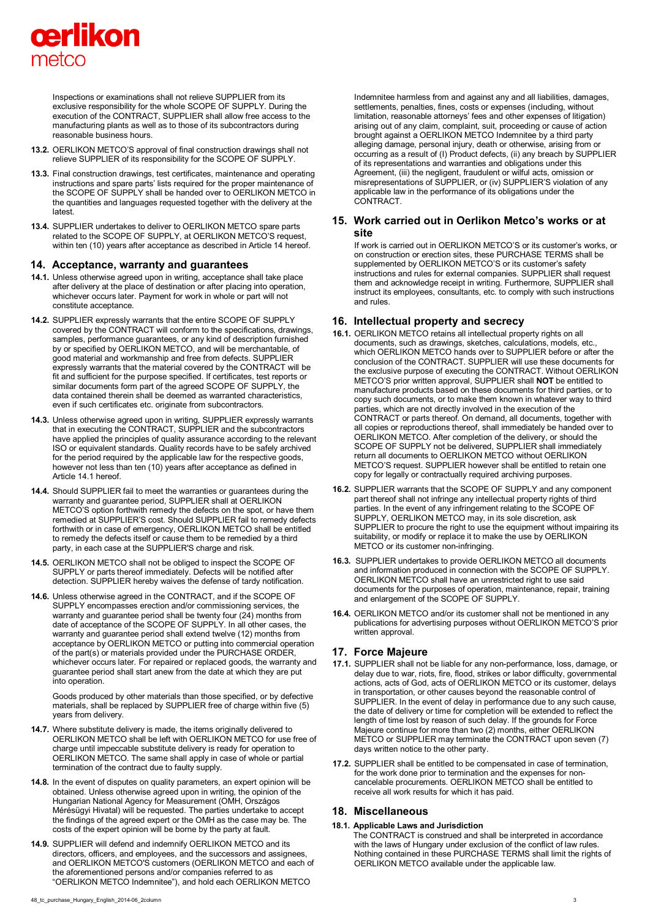Inspections or examinations shall not relieve SUPPLIER from its exclusive responsibility for the whole SCOPE OF SUPPLY. During the execution of the CONTRACT, SUPPLIER shall allow free access to the manufacturing plants as well as to those of its subcontractors during reasonable business hours.

**13.2.** OERLIKON METCO'S approval of final construction drawings shall not relieve SUPPLIER of its responsibility for the SCOPE OF SUPPLY.

**13.3.** Final construction drawings, test certificates, maintenance and operating instructions and spare parts' lists required for the proper maintenance of the SCOPE OF SUPPLY shall be handed over to OERLIKON METCO in the quantities and languages requested together with the delivery at the latest.

**13.4.** SUPPLIER undertakes to deliver to OERLIKON METCO spare parts related to the SCOPE OF SUPPLY, at OERLIKON METCO'S request, within ten (10) years after acceptance as described in Article 14 hereof.

## 14. Acceptance, warranty and guarantees

**14.1.** Unless otherwise agreed upon in writing, acceptance shall take place after delivery at the place of destination or after placing into operation, whichever occurs later. Payment for work in whole or part will not constitute acceptance.

**14.2.** SUPPLIER expressly warrants that the entire SCOPE OF SUPPLY covered by the CONTRACT will conform to the specifications, drawings, samples, performance guarantees, or any kind of description furnished by or specified by OERLIKON METCO, and will be merchantable, of good material and workmanship and free from defects. SUPPLIER expressly warrants that the material covered by the CONTRACT will be fit and sufficient for the purpose specified. If certificates, test reports or similar documents form part of the agreed SCOPE OF SUPPLY, the data contained therein shall be deemed as warranted characteristics, even if such certificates etc. originate from subcontractors.

**14.3.** Unless otherwise agreed upon in writing, SUPPLIER expressly warrants that in executing the CONTRACT, SUPPLIER and the subcontractors have applied the principles of quality assurance according to the relevant ISO or equivalent standards. Quality records have to be safely archived for the period required by the applicable law for the respective goods, however not less than ten (10) years after acceptance as defined in Article 14.1 hereof.

**14.4.** Should SUPPLIER fail to meet the warranties or guarantees during the warranty and guarantee period, SUPPLIER shall at OERLIKON METCO'S option forthwith remedy the defects on the spot, or have them remedied at SUPPLIER'S cost. Should SUPPLIER fail to remedy defects forthwith or in case of emergency, OERLIKON METCO shall be entitled to remedy the defects itself or cause them to be remedied by a third party, in each case at the SUPPLIER'S charge and risk.

**14.5.** OERLIKON METCO shall not be obliged to inspect the SCOPE OF SUPPLY or parts thereof immediately. Defects will be notified after detection. SUPPLIER hereby waives the defense of tardy notification.

**14.6.** Unless otherwise agreed in the CONTRACT, and if the SCOPE OF SUPPLY encompasses erection and/or commissioning services, the warranty and guarantee period shall be twenty four (24) months from date of acceptance of the SCOPE OF SUPPLY. In all other cases, the warranty and guarantee period shall extend twelve (12) months from acceptance by OERLIKON METCO or putting into commercial operation of the part(s) or materials provided under the PURCHASE ORDER, whichever occurs later. For repaired or replaced goods, the warranty and guarantee period shall start anew from the date at which they are put into operation.

Goods produced by other materials than those specified, or by defective materials, shall be replaced by SUPPLIER free of charge within five (5) years from delivery.

**14.7.** Where substitute delivery is made, the items originally delivered to OERLIKON METCO shall be left with OERLIKON METCO for use free of charge until impeccable substitute delivery is ready for operation to OERLIKON METCO. The same shall apply in case of whole or partial termination of the contract due to faulty supply.

**14.8.** In the event of disputes on quality parameters, an expert opinion will be obtained. Unless otherwise agreed upon in writing, the opinion of the Hungarian National Agency for Measurement (OMH, Országos Mérésügyi Hivatal) will be requested. The parties undertake to accept the findings of the agreed expert or the OMH as the case may be. The costs of the expert opinion will be borne by the party at fault.

**14.9.** SUPPLIER will defend and indemnify OERLIKON METCO and its directors, officers, and employees, and the successors and assignees, and OERLIKON METCO'S customers (OERLIKON METCO and each of the aforementioned persons and/or companies referred to as "OERLIKON METCO Indemnitee"), and hold each OERLIKON METCO Indemnitee harmless from and against any and all liabilities, damages, settlements, penalties, fines, costs or expenses (including, without limitation, reasonable attorneys' fees and other expenses of litigation) arising out of any claim, complaint, suit, proceeding or cause of action brought against a OERLIKON METCO Indemnitee by a third party alleging damage, personal injury, death or otherwise, arising from or occurring as a result of (I) Product defects, (ii) any breach by SUPPLIER of its representations and warranties and obligations under this Agreement, (iii) the negligent, fraudulent or wilful acts, omission or misrepresentations of SUPPLIER, or (iv) SUPPLIER'S violation of any applicable law in the performance of its obligations under the CONTRACT.

## 15. Work carried out in Oerlikon Metco's works or at site

If work is carried out in OERLIKON METCO'S or its customer's works, or on construction or erection sites, these PURCHASE TERMS shall be supplemented by OERLIKON METCO'S or its customer's safety instructions and rules for external companies. SUPPLIER shall request them and acknowledge receipt in writing. Furthermore, SUPPLIER shall instruct its employees, consultants, etc. to comply with such instructions and rules.

## 16. Intellectual property and secrecy

**16.1.** OERLIKON METCO retains all intellectual property rights on all documents, such as drawings, sketches, calculations, models, etc., which OERLIKON METCO hands over to SUPPLIER before or after the conclusion of the CONTRACT. SUPPLIER will use these documents for the exclusive purpose of executing the CONTRACT. Without OERLIKON METCO'S prior written approval, SUPPLIER shall **NOT** be entitled to manufacture products based on these documents for third parties, or to copy such documents, or to make them known in whatever way to third parties, which are not directly involved in the execution of the CONTRACT or parts thereof. On demand, all documents, together with all copies or reproductions thereof, shall immediately be handed over to OERLIKON METCO. After completion of the delivery, or should the SCOPE OF SUPPLY not be delivered, SUPPLIER shall immediately return all documents to OERLIKON METCO without OERLIKON METCO'S request. SUPPLIER however shall be entitled to retain one copy for legally or contractually required archiving purposes.

**16.2.** SUPPLIER warrants that the SCOPE OF SUPPLY and any component part thereof shall not infringe any intellectual property rights of third parties. In the event of any infringement relating to the SCOPE OF SUPPLY, OERLIKON METCO may, in its sole discretion, ask SUPPLIER to procure the right to use the equipment without impairing its suitability, or modify or replace it to make the use by OERLIKON METCO or its customer non-infringing.

**16.3.** SUPPLIER undertakes to provide OERLIKON METCO all documents and information produced in connection with the SCOPE OF SUPPLY. OERLIKON METCO shall have an unrestricted right to use said documents for the purposes of operation, maintenance, repair, training and enlargement of the SCOPE OF SUPPLY.

**16.4.** OERLIKON METCO and/or its customer shall not be mentioned in any publications for advertising purposes without OERLIKON METCO'S prior written approval.

## 17. Force Majeure

**17.1.** SUPPLIER shall not be liable for any non-performance, loss, damage, or delay due to war, riots, fire, flood, strikes or labor difficulty, governmental actions, acts of God, acts of OERLIKON METCO or its customer, delays in transportation, or other causes beyond the reasonable control of SUPPLIER. In the event of delay in performance due to any such cause, the date of delivery or time for completion will be extended to reflect the length of time lost by reason of such delay. If the grounds for Force Majeure continue for more than two (2) months, either OERLIKON METCO or SUPPLIER may terminate the CONTRACT upon seven (7) days written notice to the other party.

**17.2.** SUPPLIER shall be entitled to be compensated in case of termination, for the work done prior to termination and the expenses for non-cancelable procurements. OERLIKON METCO shall be entitled to receive all work results for which it has paid.

## 18. Miscellaneous

**18.1. Applicable Laws and Jurisdiction**

The CONTRACT is construed and shall be interpreted in accordance with the laws of Hungary under exclusion of the conflict of law rules. Nothing contained in these PURCHASE TERMS shall limit the rights of OERLIKON METCO available under the applicable law.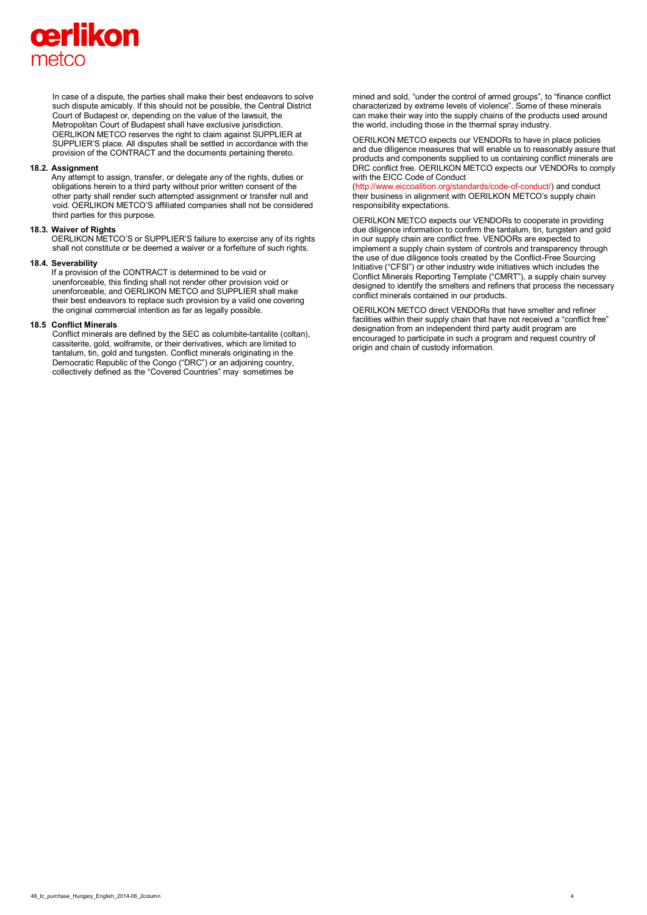In case of a dispute, the parties shall make their best endeavors to solve such dispute amicably. If this should not be possible, the Central District Court of Budapest or, depending on the value of the lawsuit, the Metropolitan Court of Budapest shall have exclusive jurisdiction. OERLIKON METCO reserves the right to claim against SUPPLIER at SUPPLIER'S place. All disputes shall be settled in accordance with the provision of the CONTRACT and the documents pertaining thereto.

**18.2. Assignment**

Any attempt to assign, transfer, or delegate any of the rights, duties or obligations herein to a third party without prior written consent of the other party shall render such attempted assignment or transfer null and void. OERLIKON METCO'S affiliated companies shall not be considered third parties for this purpose.

**18.3. Waiver of Rights**

OERLIKON METCO'S or SUPPLIER'S failure to exercise any of its rights shall not constitute or be deemed a waiver or a forfeiture of such rights.

**18.4. Severability**

If a provision of the CONTRACT is determined to be void or unenforceable, this finding shall not render other provision void or unenforceable, and OERLIKON METCO and SUPPLIER shall make their best endeavors to replace such provision by a valid one covering the original commercial intention as far as legally possible.

**18.5 Conflict Minerals**

Conflict minerals are defined by the SEC as columbite-tantalite (coltan), cassiterite, gold, wolframite, or their derivatives, which are limited to tantalum, tin, gold and tungsten. Conflict minerals originating in the Democratic Republic of the Congo ("DRC") or an adjoining country, collectively defined as the "Covered Countries" may sometimes be mined and sold, "under the control of armed groups", to "finance conflict characterized by extreme levels of violence". Some of these minerals can make their way into the supply chains of the products used around the world, including those in the thermal spray industry.

OERILKON METCO expects our VENDORs to have in place policies and due diligence measures that will enable us to reasonably assure that products and components supplied to us containing conflict minerals are DRC conflict free. OERILKON METCO expects our VENDORs to comply with the EICC Code of Conduct (http://www.eiccoalition.org/standards/code-of-conduct/) and conduct their business in alignment with OERILKON METCO's supply chain responsibility expectations.

OERILKON METCO expects our VENDORs to cooperate in providing due diligence information to confirm the tantalum, tin, tungsten and gold in our supply chain are conflict free. VENDORs are expected to implement a supply chain system of controls and transparency through the use of due diligence tools created by the Conflict-Free Sourcing Initiative ("CFSI") or other industry wide initiatives which includes the Conflict Minerals Reporting Template ("CMRT"), a supply chain survey designed to identify the smelters and refiners that process the necessary conflict minerals contained in our products.

OERILKON METCO direct VENDORs that have smelter and refiner facilities within their supply chain that have not received a "conflict free" designation from an independent third party audit program are encouraged to participate in such a program and request country of origin and chain of custody information.